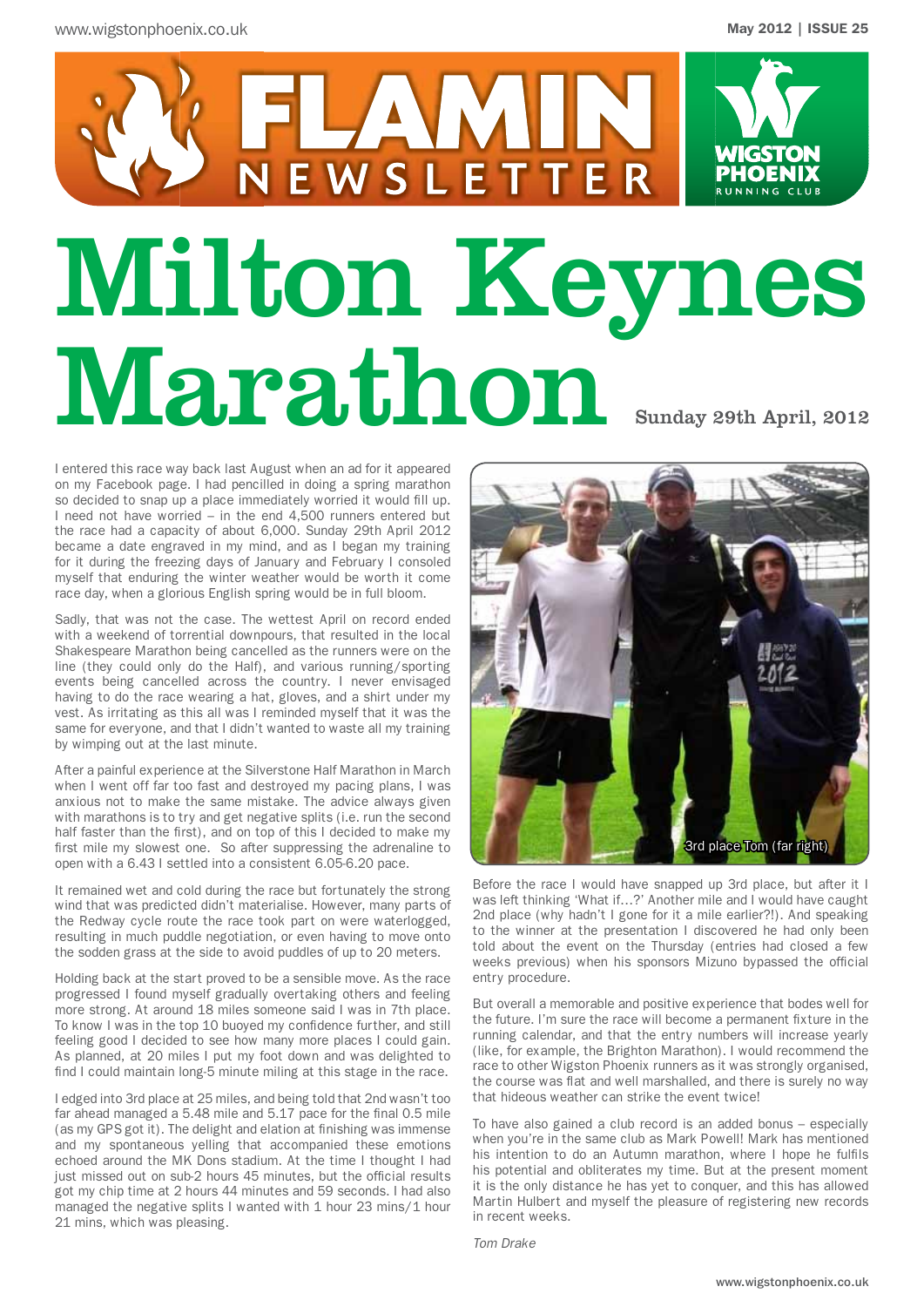# Milton Keynes Marathon

Sunday 29th April, 2012

I entered this race way back last August when an ad for it appeared on my Facebook page. I had pencilled in doing a spring marathon so decided to snap up a place immediately worried it would fill up. I need not have worried – in the end 4,500 runners entered but the race had a capacity of about 6,000. Sunday 29th April 2012 became a date engraved in my mind, and as I began my training for it during the freezing days of January and February I consoled myself that enduring the winter weather would be worth it come race day, when a glorious English spring would be in full bloom.

Sadly, that was not the case. The wettest April on record ended with a weekend of torrential downpours, that resulted in the local Shakespeare Marathon being cancelled as the runners were on the line (they could only do the Half), and various running/sporting events being cancelled across the country. I never envisaged having to do the race wearing a hat, gloves, and a shirt under my vest. As irritating as this all was I reminded myself that it was the same for everyone, and that I didn't wanted to waste all my training by wimping out at the last minute.

After a painful experience at the Silverstone Half Marathon in March when I went off far too fast and destroyed my pacing plans, I was anxious not to make the same mistake. The advice always given with marathons is to try and get negative splits (i.e. run the second half faster than the first), and on top of this I decided to make my first mile my slowest one. So after suppressing the adrenaline to open with a 6.43 I settled into a consistent 6.05-6.20 pace.

It remained wet and cold during the race but fortunately the strong wind that was predicted didn't materialise. However, many parts of the Redway cycle route the race took part on were waterlogged, resulting in much puddle negotiation, or even having to move onto the sodden grass at the side to avoid puddles of up to 20 meters.

Holding back at the start proved to be a sensible move. As the race progressed I found myself gradually overtaking others and feeling more strong. At around 18 miles someone said I was in 7th place. To know I was in the top 10 buoyed my confidence further, and still feeling good I decided to see how many more places I could gain. As planned, at 20 miles I put my foot down and was delighted to find I could maintain long-5 minute miling at this stage in the race.

I edged into 3rd place at 25 miles, and being told that 2nd wasn't too far ahead managed a 5.48 mile and 5.17 pace for the final 0.5 mile (as my GPS got it). The delight and elation at finishing was immense and my spontaneous yelling that accompanied these emotions echoed around the MK Dons stadium. At the time I thought I had just missed out on sub-2 hours 45 minutes, but the official results got my chip time at 2 hours 44 minutes and 59 seconds. I had also managed the negative splits I wanted with 1 hour 23 mins/1 hour 21 mins, which was pleasing.

3rd place Tom (far right)

Before the race I would have snapped up 3rd place, but after it I was left thinking 'What if…?' Another mile and I would have caught 2nd place (why hadn't I gone for it a mile earlier?!). And speaking to the winner at the presentation I discovered he had only been told about the event on the Thursday (entries had closed a few weeks previous) when his sponsors Mizuno bypassed the official entry procedure.

But overall a memorable and positive experience that bodes well for the future. I'm sure the race will become a permanent fixture in the running calendar, and that the entry numbers will increase yearly (like, for example, the Brighton Marathon). I would recommend the race to other Wigston Phoenix runners as it was strongly organised, the course was flat and well marshalled, and there is surely no way that hideous weather can strike the event twice!

To have also gained a club record is an added bonus – especially when you're in the same club as Mark Powell! Mark has mentioned his intention to do an Autumn marathon, where I hope he fulfils his potential and obliterates my time. But at the present moment it is the only distance he has yet to conquer, and this has allowed Martin Hulbert and myself the pleasure of registering new records in recent weeks.

*Tom Drake*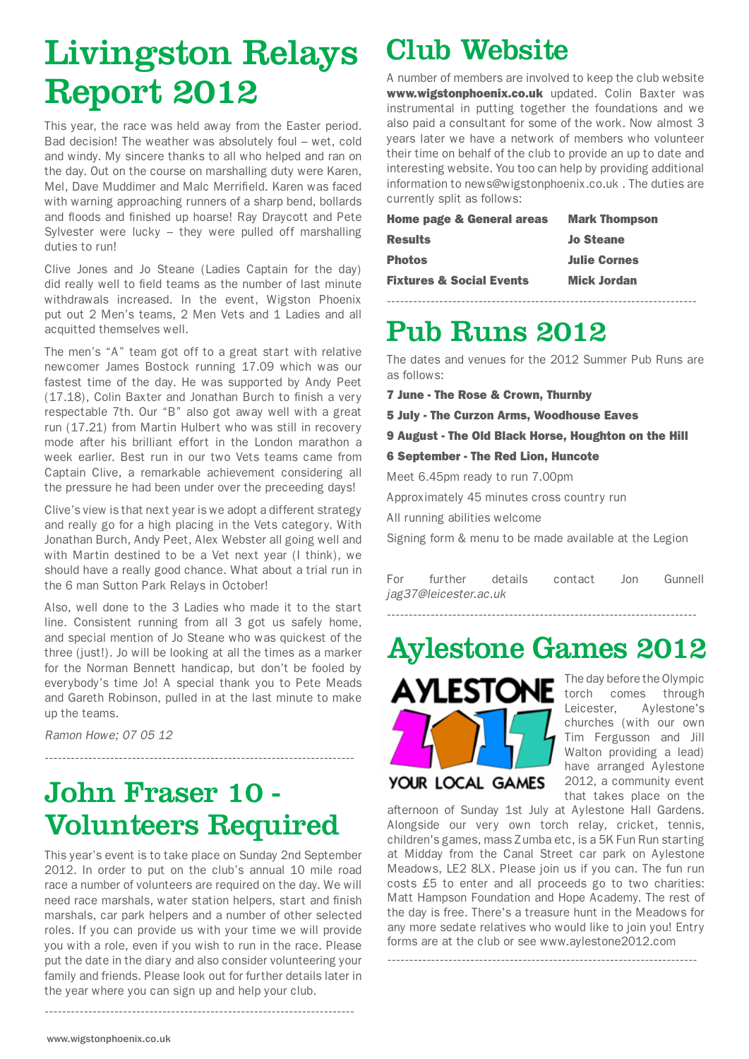# Livingston Relays Report 2012

This year, the race was held away from the Easter period. Bad decision! The weather was absolutely foul – wet, cold and windy. My sincere thanks to all who helped and ran on the day. Out on the course on marshalling duty were Karen, Mel, Dave Muddimer and Malc Merrifield. Karen was faced with warning approaching runners of a sharp bend, bollards and floods and finished up hoarse! Ray Draycott and Pete Sylvester were lucky – they were pulled off marshalling duties to run!

Clive Jones and Jo Steane (Ladies Captain for the day) did really well to field teams as the number of last minute withdrawals increased. In the event, Wigston Phoenix put out 2 Men's teams, 2 Men Vets and 1 Ladies and all acquitted themselves well.

The men's "A" team got off to a great start with relative newcomer James Bostock running 17.09 which was our fastest time of the day. He was supported by Andy Peet (17.18), Colin Baxter and Jonathan Burch to finish a very respectable 7th. Our "B" also got away well with a great run (17.21) from Martin Hulbert who was still in recovery mode after his brilliant effort in the London marathon a week earlier. Best run in our two Vets teams came from Captain Clive, a remarkable achievement considering all the pressure he had been under over the preceeding days!

Clive's view is that next year is we adopt a different strategy and really go for a high placing in the Vets category. With Jonathan Burch, Andy Peet, Alex Webster all going well and with Martin destined to be a Vet next year (I think), we should have a really good chance. What about a trial run in the 6 man Sutton Park Relays in October!

Also, well done to the 3 Ladies who made it to the start line. Consistent running from all 3 got us safely home, and special mention of Jo Steane who was quickest of the three (just!). Jo will be looking at all the times as a marker for the Norman Bennett handicap, but don't be fooled by everybody's time Jo! A special thank you to Pete Meads and Gareth Robinson, pulled in at the last minute to make up the teams.

*Ramon Howe; 07 05 12*

# John Fraser 10 - Volunteers Required

This year's event is to take place on Sunday 2nd September 2012. In order to put on the club's annual 10 mile road race a number of volunteers are required on the day. We will need race marshals, water station helpers, start and finish marshals, car park helpers and a number of other selected roles. If you can provide us with your time we will provide you with a role, even if you wish to run in the race. Please put the date in the diary and also consider volunteering your family and friends. Please look out for further details later in the year where you can sign up and help your club.

# Club Website

A number of members are involved to keep the club website **www.wigstonphoenix.co.uk** updated. Colin Baxter was instrumental in putting together the foundations and we also paid a consultant for some of the work. Now almost 3 years later we have a network of members who volunteer their time on behalf of the club to provide an up to date and interesting website. You too can help by providing additional information to news@wigstonphoenix.co.uk . The duties are currently split as follows:

| | |
|---|---|
| **Home page & General areas** | **Mark Thompson** |
| **Results** | **Jo Steane** |
| **Photos** | **Julie Cornes** |
| **Fixtures & Social Events** | **Mick Jordan** |

# Pub Runs 2012

The dates and venues for the 2012 Summer Pub Runs are as follows:

**7 June - The Rose & Crown, Thurnby**

**5 July - The Curzon Arms, Woodhouse Eaves**

**9 August - The Old Black Horse, Houghton on the Hill**

**6 September - The Red Lion, Huncote**

Meet 6.45pm ready to run 7.00pm

Approximately 45 minutes cross country run

All running abilities welcome

Signing form & menu to be made available at the Legion

For further details contact Jon Gunnell *jag37@leicester.ac.uk*

# Aylestone Games 2012

AYLESTONE 2012 YOUR LOCAL GAMES

The day before the Olympic torch comes through Leicester, Aylestone's churches (with our own Tim Fergusson and Jill Walton providing a lead) have arranged Aylestone 2012, a community event that takes place on the afternoon of Sunday 1st July at Aylestone Hall Gardens. Alongside our very own torch relay, cricket, tennis, children's games, mass Zumba etc, is a 5K Fun Run starting at Midday from the Canal Street car park on Aylestone Meadows, LE2 8LX. Please join us if you can. The fun run costs £5 to enter and all proceeds go to two charities: Matt Hampson Foundation and Hope Academy. The rest of the day is free. There's a treasure hunt in the Meadows for any more sedate relatives who would like to join you! Entry forms are at the club or see www.aylestone2012.com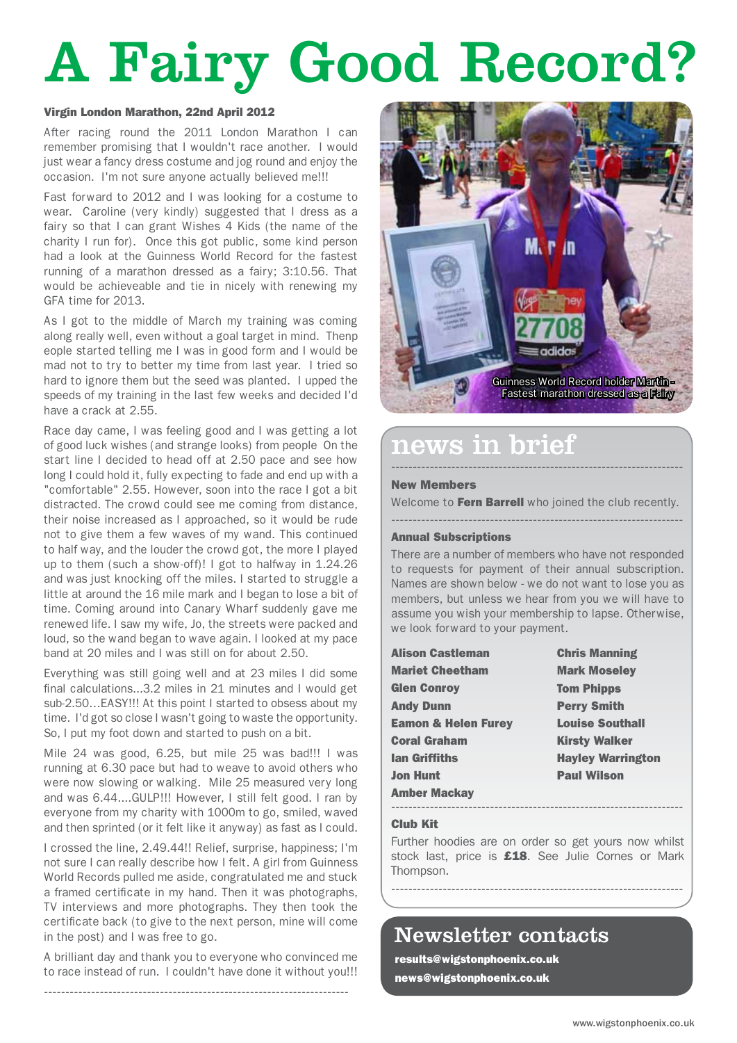# A Fairy Good Record?

**Virgin London Marathon, 22nd April 2012**

After racing round the 2011 London Marathon I can remember promising that I wouldn't race another. I would just wear a fancy dress costume and jog round and enjoy the occasion. I'm not sure anyone actually believed me!!!

Fast forward to 2012 and I was looking for a costume to wear. Caroline (very kindly) suggested that I dress as a fairy so that I can grant Wishes 4 Kids (the name of the charity I run for). Once this got public, some kind person had a look at the Guinness World Record for the fastest running of a marathon dressed as a fairy; 3:10.56. That would be achieveable and tie in nicely with renewing my GFA time for 2013.

As I got to the middle of March my training was coming along really well, even without a goal target in mind. Thenp eople started telling me I was in good form and I would be mad not to try to better my time from last year. I tried so hard to ignore them but the seed was planted. I upped the speeds of my training in the last few weeks and decided I'd have a crack at 2.55.

Race day came, I was feeling good and I was getting a lot of good luck wishes (and strange looks) from people On the start line I decided to head off at 2.50 pace and see how long I could hold it, fully expecting to fade and end up with a "comfortable" 2.55. However, soon into the race I got a bit distracted. The crowd could see me coming from distance, their noise increased as I approached, so it would be rude not to give them a few waves of my wand. This continued to half way, and the louder the crowd got, the more I played up to them (such a show-off)! I got to halfway in 1.24.26 and was just knocking off the miles. I started to struggle a little at around the 16 mile mark and I began to lose a bit of time. Coming around into Canary Wharf suddenly gave me renewed life. I saw my wife, Jo, the streets were packed and loud, so the wand began to wave again. I looked at my pace band at 20 miles and I was still on for about 2.50.

Everything was still going well and at 23 miles I did some final calculations...3.2 miles in 21 minutes and I would get sub-2.50...EASY!!! At this point I started to obsess about my time. I'd got so close I wasn't going to waste the opportunity. So, I put my foot down and started to push on a bit.

Mile 24 was good, 6.25, but mile 25 was bad!!! I was running at 6.30 pace but had to weave to avoid others who were now slowing or walking. Mile 25 measured very long and was 6.44....GULP!!! However, I still felt good. I ran by everyone from my charity with 1000m to go, smiled, waved and then sprinted (or it felt like it anyway) as fast as I could.

I crossed the line, 2.49.44!! Relief, surprise, happiness; I'm not sure I can really describe how I felt. A girl from Guinness World Records pulled me aside, congratulated me and stuck a framed certificate in my hand. Then it was photographs, TV interviews and more photographs. They then took the certificate back (to give to the next person, mine will come in the post) and I was free to go.

A brilliant day and thank you to everyone who convinced me to race instead of run. I couldn't have done it without you!!!

Guinness World Record holder Martin - Fastest marathon dressed as a Fairy

## news in brief

**New Members**

Welcome to **Fern Barrell** who joined the club recently.

**Annual Subscriptions**

There are a number of members who have not responded to requests for payment of their annual subscription. Names are shown below - we do not want to lose you as members, but unless we hear from you we will have to assume you wish your membership to lapse. Otherwise, we look forward to your payment.

- **Alison Castleman**
- **Mariet Cheetham**
- **Glen Conroy**
- **Andy Dunn**
- **Eamon & Helen Furey**
- **Coral Graham**
- **Ian Griffiths**
- **Jon Hunt**
- **Amber Mackay**
- **Chris Manning**
- **Mark Moseley**
- **Tom Phipps**
- **Perry Smith**
- **Louise Southall**
- **Kirsty Walker**
- **Hayley Warrington**
- **Paul Wilson**

**Club Kit**

Further hoodies are on order so get yours now whilst stock last, price is **£18**. See Julie Cornes or Mark Thompson.

## Newsletter contacts

**results@wigstonphoenix.co.uk**

**news@wigstonphoenix.co.uk**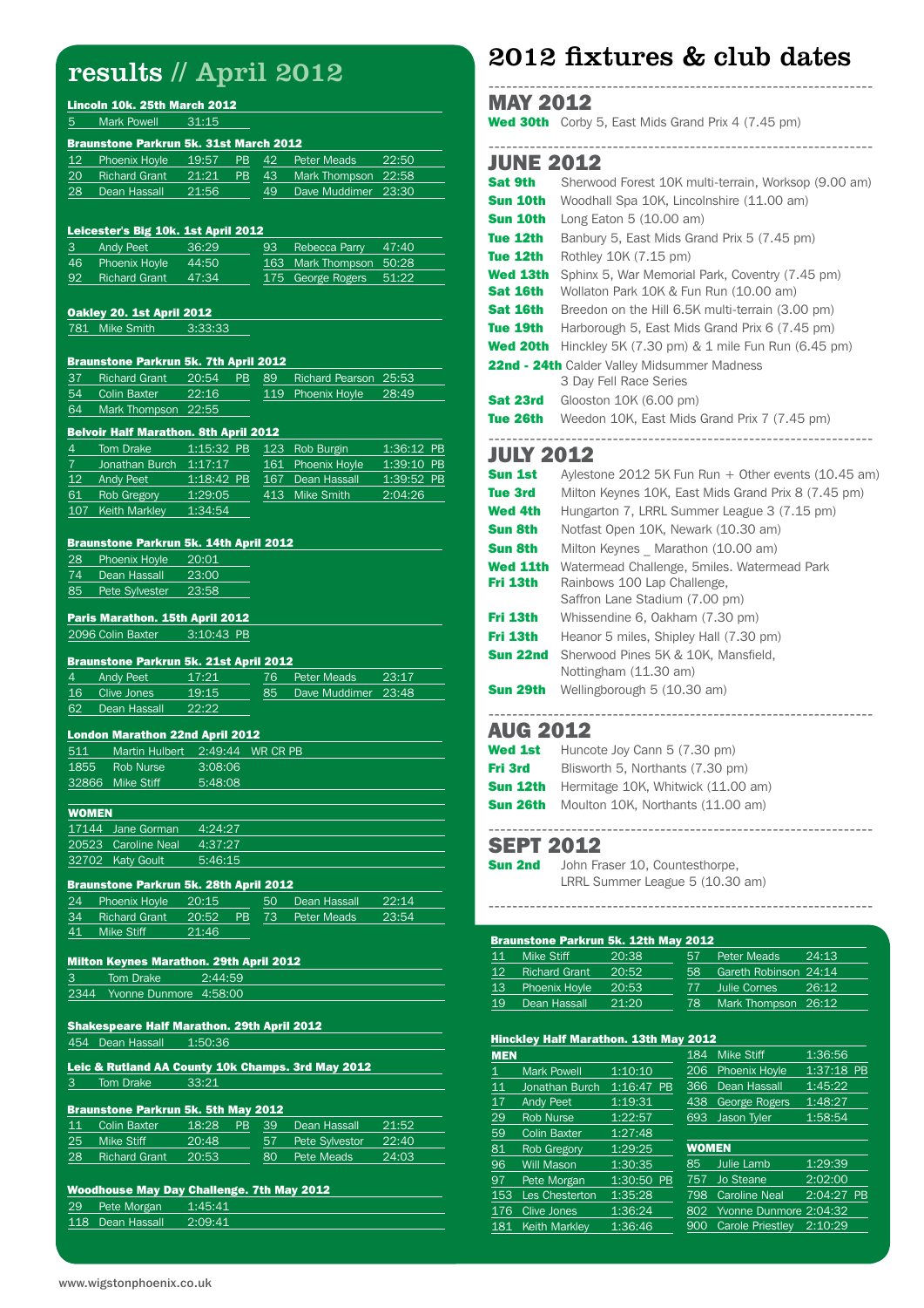# results // April 2012

### Lincoln 10k. 25th March 2012

| | | |
|---|---|---|
| 5 | Mark Powell | 31:15 |

### Braunstone Parkrun 5k. 31st March 2012

| | | | | | | |
|---|---|---|---|---|---|---|
| 12 | Phoenix Hoyle | 19:57 | PB | 42 | Peter Meads | 22:50 |
| 20 | Richard Grant | 21:21 | PB | 43 | Mark Thompson | 22:58 |
| 28 | Dean Hassall | 21:56 | | 49 | Dave Muddimer | 23:30 |

### Leicester's Big 10k. 1st April 2012

| | | | | | |
|---|---|---|---|---|---|
| 3 | Andy Peet | 36:29 | 93 | Rebecca Parry | 47:40 |
| 46 | Phoenix Hoyle | 44:50 | 163 | Mark Thompson | 50:28 |
| 92 | Richard Grant | 47:34 | 175 | George Rogers | 51:22 |

### Oakley 20. 1st April 2012

| | | |
|---|---|---|
| 781 | Mike Smith | 3:33:33 |

### Braunstone Parkrun 5k. 7th April 2012

| | | | | | | |
|---|---|---|---|---|---|---|
| 37 | Richard Grant | 20:54 | PB | 89 | Richard Pearson | 25:53 |
| 54 | Colin Baxter | 22:16 | | 119 | Phoenix Hoyle | 28:49 |
| 64 | Mark Thompson | 22:55 | | | | |

### Belvoir Half Marathon. 8th April 2012

| | | | | | |
|---|---|---|---|---|---|
| 4 | Tom Drake | 1:15:32 PB | 123 | Rob Burgin | 1:36:12 PB |
| 7 | Jonathan Burch | 1:17:17 | 161 | Phoenix Hoyle | 1:39:10 PB |
| 12 | Andy Peet | 1:18:42 PB | 167 | Dean Hassall | 1:39:52 PB |
| 61 | Rob Gregory | 1:29:05 | 413 | Mike Smith | 2:04:26 |
| 107 | Keith Markley | 1:34:54 | | | |

### Braunstone Parkrun 5k. 14th April 2012

| | | |
|---|---|---|
| 28 | Phoenix Hoyle | 20:01 |
| 74 | Dean Hassall | 23:00 |
| 85 | Pete Sylvester | 23:58 |

### Paris Marathon. 15th April 2012

| | | |
|---|---|---|
| 2096 | Colin Baxter | 3:10:43 PB |

### Braunstone Parkrun 5k. 21st April 2012

| | | | | | |
|---|---|---|---|---|---|
| 4 | Andy Peet | 17:21 | 76 | Peter Meads | 23:17 |
| 16 | Clive Jones | 19:15 | 85 | Dave Muddimer | 23:48 |
| 62 | Dean Hassall | 22:22 | | | |

### London Marathon 22nd April 2012

| | | |
|---|---|---|
| 511 | Martin Hulbert | 2:49:44 WR CR PB |
| 1855 | Rob Nurse | 3:08:06 |
| 32866 | Mike Stiff | 5:48:08 |

**WOMEN**

| | | |
|---|---|---|
| 17144 | Jane Gorman | 4:24:27 |
| 20523 | Caroline Neal | 4:37:27 |
| 32702 | Katy Goult | 5:46:15 |

### Braunstone Parkrun 5k. 28th April 2012

| | | | | | | |
|---|---|---|---|---|---|---|
| 24 | Phoenix Hoyle | 20:15 | | 50 | Dean Hassall | 22:14 |
| 34 | Richard Grant | 20:52 | PB | 73 | Peter Meads | 23:54 |
| 41 | Mike Stiff | 21:46 | | | | |

### Milton Keynes Marathon. 29th April 2012

| | | |
|---|---|---|
| 3 | Tom Drake | 2:44:59 |
| 2344 | Yvonne Dunmore | 4:58:00 |

### Shakespeare Half Marathon. 29th April 2012

| | | |
|---|---|---|
| 454 | Dean Hassall | 1:50:36 |

### Leic & Rutland AA County 10k Champs. 3rd May 2012

| | | |
|---|---|---|
| 3 | Tom Drake | 33:21 |

### Braunstone Parkrun 5k. 5th May 2012

| | | | | | | |
|---|---|---|---|---|---|---|
| 11 | Colin Baxter | 18:28 | PB | 39 | Dean Hassall | 21:52 |
| 25 | Mike Stiff | 20:48 | | 57 | Pete Sylvestor | 22:40 |
| 28 | Richard Grant | 20:53 | | 80 | Pete Meads | 24:03 |

### Woodhouse May Day Challenge. 7th May 2012

| | | |
|---|---|---|
| 29 | Pete Morgan | 1:45:41 |
| 118 | Dean Hassall | 2:09:41 |

# 2012 fixtures & club dates

## MAY 2012

**Wed 30th** Corby 5, East Mids Grand Prix 4 (7.45 pm)

## JUNE 2012

- **Sat 9th** Sherwood Forest 10K multi-terrain, Worksop (9.00 am)
- **Sun 10th** Woodhall Spa 10K, Lincolnshire (11.00 am)
- **Sun 10th** Long Eaton 5 (10.00 am)
- **Tue 12th** Banbury 5, East Mids Grand Prix 5 (7.45 pm)
- **Tue 12th** Rothley 10K (7.15 pm)
- **Wed 13th** Sphinx 5, War Memorial Park, Coventry (7.45 pm)
- **Sat 16th** Wollaton Park 10K & Fun Run (10.00 am)
- **Sat 16th** Breedon on the Hill 6.5K multi-terrain (3.00 pm)
- **Tue 19th** Harborough 5, East Mids Grand Prix 6 (7.45 pm)
- **Wed 20th** Hinckley 5K (7.30 pm) & 1 mile Fun Run (6.45 pm)
- **22nd - 24th** Calder Valley Midsummer Madness 3 Day Fell Race Series
- **Sat 23rd** Glooston 10K (6.00 pm)
- **Tue 26th** Weedon 10K, East Mids Grand Prix 7 (7.45 pm)

## JULY 2012

- **Sun 1st** Aylestone 2012 5K Fun Run + Other events (10.45 am)
- **Tue 3rd** Milton Keynes 10K, East Mids Grand Prix 8 (7.45 pm)
- **Wed 4th** Hungarton 7, LRRL Summer League 3 (7.15 pm)
- **Sun 8th** Notfast Open 10K, Newark (10.30 am)
- **Sun 8th** Milton Keynes _ Marathon (10.00 am)
- **Wed 11th** Watermead Challenge, 5miles. Watermead Park
- **Fri 13th** Rainbows 100 Lap Challenge, Saffron Lane Stadium (7.00 pm)
- **Fri 13th** Whissendine 6, Oakham (7.30 pm)
- **Fri 13th** Heanor 5 miles, Shipley Hall (7.30 pm)
- **Sun 22nd** Sherwood Pines 5K & 10K, Mansfield, Nottingham (11.30 am)
- **Sun 29th** Wellingborough 5 (10.30 am)

## AUG 2012

- **Wed 1st** Huncote Joy Cann 5 (7.30 pm)
- **Fri 3rd** Blisworth 5, Northants (7.30 pm)
- **Sun 12th** Hermitage 10K, Whitwick (11.00 am)
- **Sun 26th** Moulton 10K, Northants (11.00 am)

## SEPT 2012

- **Sun 2nd** John Fraser 10, Countesthorpe, LRRL Summer League 5 (10.30 am)

### Braunstone Parkrun 5k. 12th May 2012

| | | | | | |
|---|---|---|---|---|---|
| 11 | Mike Stiff | 20:38 | 57 | Peter Meads | 24:13 |
| 12 | Richard Grant | 20:52 | 58 | Gareth Robinson | 24:14 |
| 13 | Phoenix Hoyle | 20:53 | 77 | Julie Cornes | 26:12 |
| 19 | Dean Hassall | 21:20 | 78 | Mark Thompson | 26:12 |

### Hinckley Half Marathon. 13th May 2012

**MEN**

| | | |
|---|---|---|
| 1 | Mark Powell | 1:10:10 |
| 11 | Jonathan Burch | 1:16:47 PB |
| 17 | Andy Peet | 1:19:31 |
| 29 | Rob Nurse | 1:22:57 |
| 59 | Colin Baxter | 1:27:48 |
| 81 | Rob Gregory | 1:29:25 |
| 96 | Will Mason | 1:30:35 |
| 97 | Pete Morgan | 1:30:50 PB |
| 153 | Les Chesterton | 1:35:28 |
| 176 | Clive Jones | 1:36:24 |
| 181 | Keith Markley | 1:36:46 |
| 184 | Mike Stiff | 1:36:56 |
| 206 | Phoenix Hoyle | 1:37:18 PB |
| 366 | Dean Hassall | 1:45:22 |
| 438 | George Rogers | 1:48:27 |
| 693 | Jason Tyler | 1:58:54 |

**WOMEN**

| | | |
|---|---|---|
| 85 | Julie Lamb | 1:29:39 |
| 757 | Jo Steane | 2:02:00 |
| 798 | Caroline Neal | 2:04:27 PB |
| 802 | Yvonne Dunmore | 2:04:32 |
| 900 | Carole Priestley | 2:10:29 |

www.wigstonphoenix.co.uk